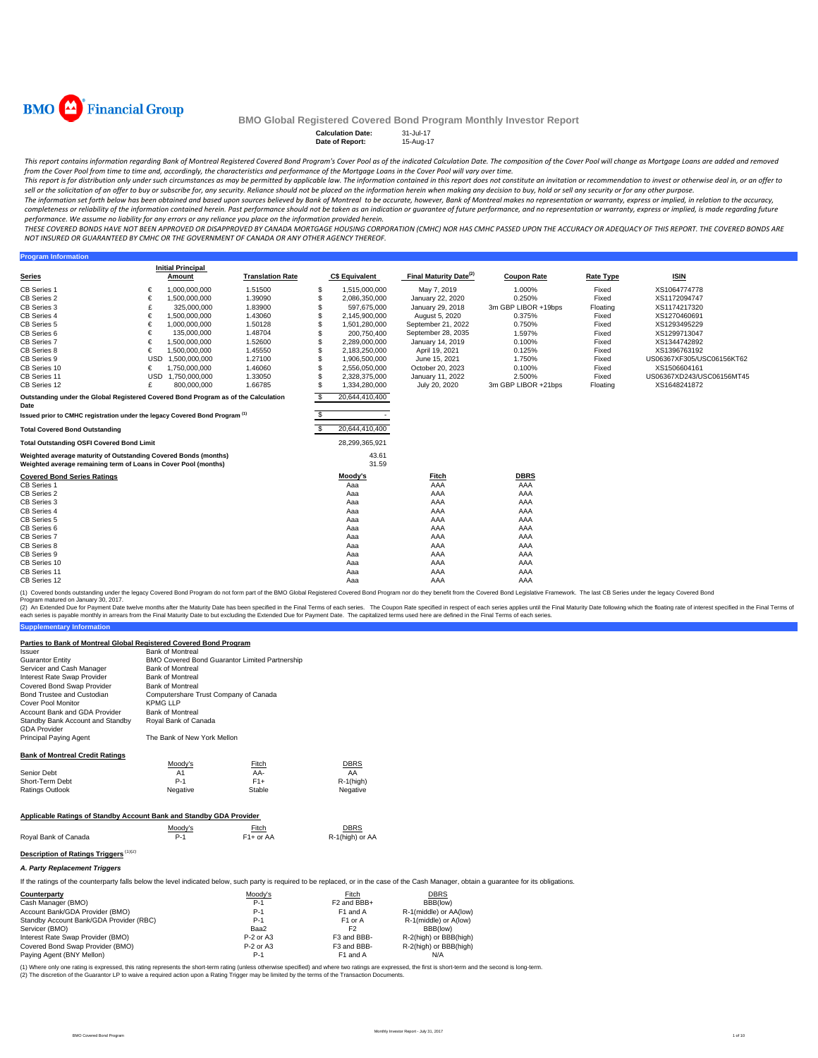**BMO Financial Group**

## BMO Global Registered Covered Bond Program Monthly Investor Report

**Calculation Date:** 31-Jul-17
**Date of Report:** 15-Aug-17

*This report contains information regarding Bank of Montreal Registered Covered Bond Program's Cover Pool as of the indicated Calculation Date. The composition of the Cover Pool will change as Mortgage Loans are added and removed from the Cover Pool from time to time and, accordingly, the characteristics and performance of the Mortgage Loans in the Cover Pool will vary over time.*

*This report is for distribution only under such circumstances as may be permitted by applicable law. The information contained in this report does not constitute an invitation or recommendation to invest or otherwise deal in, or an offer to sell or the solicitation of an offer to buy or subscribe for, any security. Reliance should not be placed on the information herein when making any decision to buy, hold or sell any security or for any other purpose.*

*The information set forth below has been obtained and based upon sources believed by Bank of Montreal to be accurate, however, Bank of Montreal makes no representation or warranty, express or implied, in relation to the accuracy, completeness or reliability of the information contained herein. Past performance should not be taken as an indication or guarantee of future performance, and no representation or warranty, express or implied, is made regarding future performance. We assume no liability for any errors or any reliance you place on the information provided herein.*

*THESE COVERED BONDS HAVE NOT BEEN APPROVED OR DISAPPROVED BY CANADA MORTGAGE HOUSING CORPORATION (CMHC) NOR HAS CMHC PASSED UPON THE ACCURACY OR ADEQUACY OF THIS REPORT. THE COVERED BONDS ARE NOT INSURED OR GUARANTEED BY CMHC OR THE GOVERNMENT OF CANADA OR ANY OTHER AGENCY THEREOF.*

### Program Information

| Series | | Initial Principal Amount | Translation Rate | | C$ Equivalent | Final Maturity Date[(2)] | Coupon Rate | Rate Type | ISIN |
|---|---|---|---|---|---|---|---|---|---|
| CB Series 1 | € | 1,000,000,000 | 1.51500 | $ | 1,515,000,000 | May 7, 2019 | 1.000% | Fixed | XS1064774778 |
| CB Series 2 | € | 1,500,000,000 | 1.39090 | $ | 2,086,350,000 | January 22, 2020 | 0.250% | Fixed | XS1172094747 |
| CB Series 3 | £ | 325,000,000 | 1.83900 | $ | 597,675,000 | January 29, 2018 | 3m GBP LIBOR +19bps | Floating | XS1174217320 |
| CB Series 4 | € | 1,500,000,000 | 1.43060 | $ | 2,145,900,000 | August 5, 2020 | 0.375% | Fixed | XS1270460691 |
| CB Series 5 | € | 1,000,000,000 | 1.50128 | $ | 1,501,280,000 | September 21, 2022 | 0.750% | Fixed | XS1293495229 |
| CB Series 6 | € | 135,000,000 | 1.48704 | $ | 200,750,400 | September 28, 2035 | 1.597% | Fixed | XS1299713047 |
| CB Series 7 | € | 1,500,000,000 | 1.52600 | $ | 2,289,000,000 | January 14, 2019 | 0.100% | Fixed | XS1344742892 |
| CB Series 8 | € | 1,500,000,000 | 1.45550 | $ | 2,183,250,000 | April 19, 2021 | 0.125% | Fixed | XS1396763192 |
| CB Series 9 | USD | 1,500,000,000 | 1.27100 | $ | 1,906,500,000 | June 15, 2021 | 1.750% | Fixed | US06367XF305/USC06156KT62 |
| CB Series 10 | € | 1,750,000,000 | 1.46060 | $ | 2,556,050,000 | October 20, 2023 | 0.100% | Fixed | XS1506604161 |
| CB Series 11 | USD | 1,750,000,000 | 1.33050 | $ | 2,328,375,000 | January 11, 2022 | 2.500% | Fixed | US06367XD243/USC06156MT45 |
| CB Series 12 | £ | 800,000,000 | 1.66785 | $ | 1,334,280,000 | July 20, 2020 | 3m GBP LIBOR +21bps | Floating | XS1648241872 |

| | | |
|---|---|---|
| Outstanding under the Global Registered Covered Bond Program as of the Calculation Date | $ | 20,644,410,400 |
| Issued prior to CMHC registration under the legacy Covered Bond Program[(1)] | $ | - |
| **Total Covered Bond Outstanding** | $ | 20,644,410,400 |
| **Total Outstanding OSFI Covered Bond Limit** | | 28,299,365,921 |
| Weighted average maturity of Outstanding Covered Bonds (months) | | 43.61 |
| Weighted average remaining term of Loans in Cover Pool (months) | | 31.59 |

| Covered Bond Series Ratings | Moody's | Fitch | DBRS |
|---|---|---|---|
| CB Series 1 | Aaa | AAA | AAA |
| CB Series 2 | Aaa | AAA | AAA |
| CB Series 3 | Aaa | AAA | AAA |
| CB Series 4 | Aaa | AAA | AAA |
| CB Series 5 | Aaa | AAA | AAA |
| CB Series 6 | Aaa | AAA | AAA |
| CB Series 7 | Aaa | AAA | AAA |
| CB Series 8 | Aaa | AAA | AAA |
| CB Series 9 | Aaa | AAA | AAA |
| CB Series 10 | Aaa | AAA | AAA |
| CB Series 11 | Aaa | AAA | AAA |
| CB Series 12 | Aaa | AAA | AAA |

(1) Covered bonds outstanding under the legacy Covered Bond Program do not form part of the BMO Global Registered Covered Bond Program nor do they benefit from the Covered Bond Legislative Framework. The last CB Series under the legacy Covered Bond Program matured on January 30, 2017.

(2) An Extended Due for Payment Date twelve months after the Maturity Date has been specified in the Final Terms of each series. The Coupon Rate specified in respect of each series applies until the Final Maturity Date following which the floating rate of interest specified in the Final Terms of each series is payable monthly in arrears from the Final Maturity Date to but excluding the Extended Due for Payment Date. The capitalized terms used here are defined in the Final Terms of each series.

### Supplementary Information

**Parties to Bank of Montreal Global Registered Covered Bond Program**

| | |
|---|---|
| Issuer | Bank of Montreal |
| Guarantor Entity | BMO Covered Bond Guarantor Limited Partnership |
| Servicer and Cash Manager | Bank of Montreal |
| Interest Rate Swap Provider | Bank of Montreal |
| Covered Bond Swap Provider | Bank of Montreal |
| Bond Trustee and Custodian | Computershare Trust Company of Canada |
| Cover Pool Monitor | KPMG LLP |
| Account Bank and GDA Provider | Bank of Montreal |
| Standby Bank Account and Standby GDA Provider | Royal Bank of Canada |
| Principal Paying Agent | The Bank of New York Mellon |

**Bank of Montreal Credit Ratings**

| | Moody's | Fitch | DBRS |
|---|---|---|---|
| Senior Debt | A1 | AA- | AA |
| Short-Term Debt | P-1 | F1+ | R-1(high) |
| Ratings Outlook | Negative | Stable | Negative |

**Applicable Ratings of Standby Account Bank and Standby GDA Provider**

| | Moody's | Fitch | DBRS |
|---|---|---|---|
| Royal Bank of Canada | P-1 | F1+ or AA | R-1(high) or AA |

**Description of Ratings Triggers** [(1)(2)]

***A. Party Replacement Triggers***

If the ratings of the counterparty falls below the level indicated below, such party is required to be replaced, or in the case of the Cash Manager, obtain a guarantee for its obligations.

| Counterparty | Moody's | Fitch | DBRS |
|---|---|---|---|
| Cash Manager (BMO) | P-1 | F2 and BBB+ | BBB(low) |
| Account Bank/GDA Provider (BMO) | P-1 | F1 and A | R-1(middle) or AA(low) |
| Standby Account Bank/GDA Provider (RBC) | P-1 | F1 or A | R-1(middle) or A(low) |
| Servicer (BMO) | Baa2 | F2 | BBB(low) |
| Interest Rate Swap Provider (BMO) | P-2 or A3 | F3 and BBB- | R-2(high) or BBB(high) |
| Covered Bond Swap Provider (BMO) | P-2 or A3 | F3 and BBB- | R-2(high) or BBB(high) |
| Paying Agent (BNY Mellon) | P-1 | F1 and A | N/A |

(1) Where only one rating is expressed, this rating represents the short-term rating (unless otherwise specified) and where two ratings are expressed, the first is short-term and the second is long-term.

(2) The discretion of the Guarantor LP to waive a required action upon a Rating Trigger may be limited by the terms of the Transaction Documents.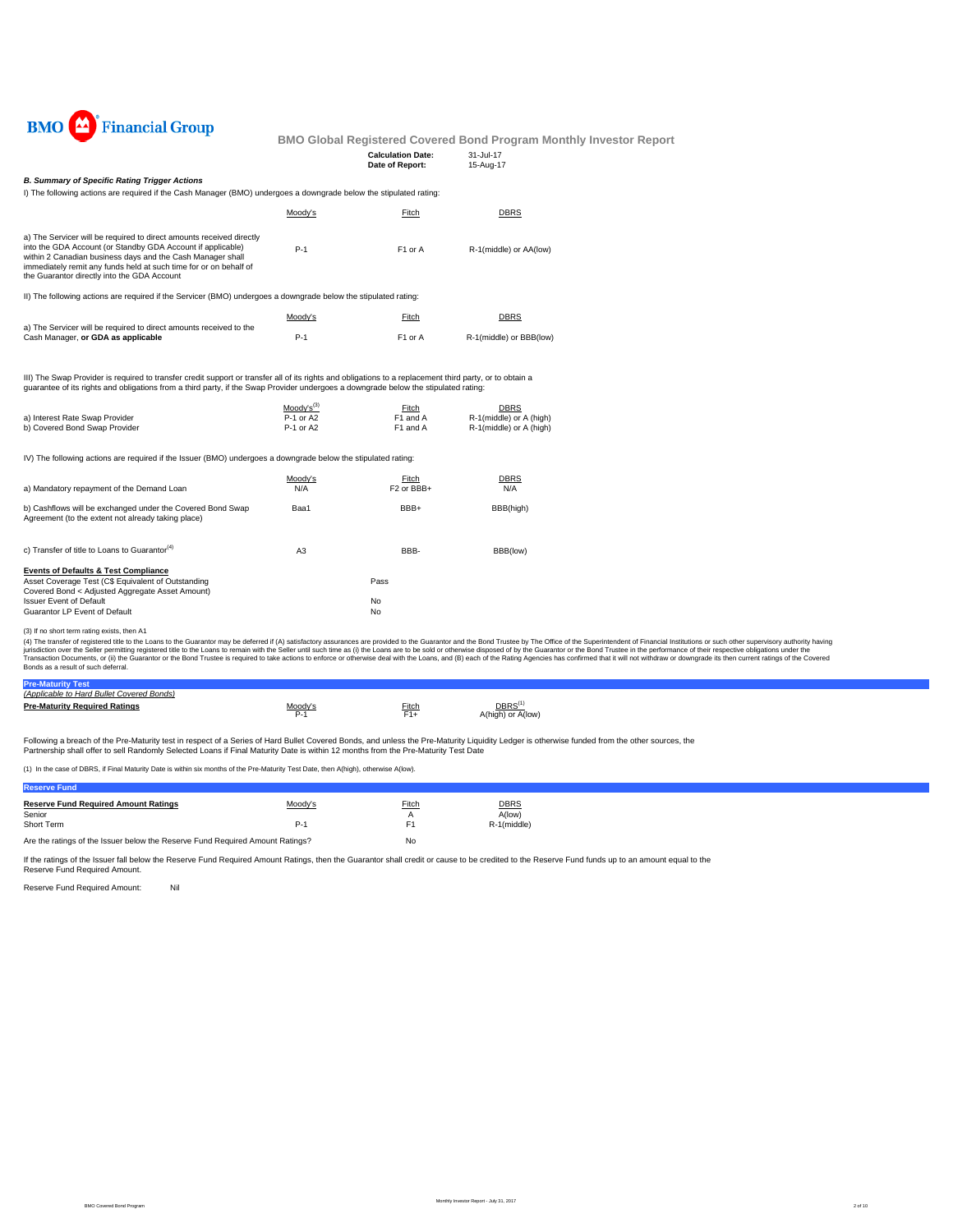BMO Financial Group

# BMO Global Registered Covered Bond Program Monthly Investor Report

**Calculation Date:** 31-Jul-17
**Date of Report:** 15-Aug-17

### *B. Summary of Specific Rating Trigger Actions*

I) The following actions are required if the Cash Manager (BMO) undergoes a downgrade below the stipulated rating:

| | Moody's | Fitch | DBRS |
|---|---|---|---|
| a) The Servicer will be required to direct amounts received directly into the GDA Account (or Standby GDA Account if applicable) within 2 Canadian business days and the Cash Manager shall immediately remit any funds held at such time for or on behalf of the Guarantor directly into the GDA Account | P-1 | F1 or A | R-1(middle) or AA(low) |

II) The following actions are required if the Servicer (BMO) undergoes a downgrade below the stipulated rating:

| | Moody's | Fitch | DBRS |
|---|---|---|---|
| a) The Servicer will be required to direct amounts received to the Cash Manager, **or GDA as applicable** | P-1 | F1 or A | R-1(middle) or BBB(low) |

III) The Swap Provider is required to transfer credit support or transfer all of its rights and obligations to a replacement third party, or to obtain a guarantee of its rights and obligations from a third party, if the Swap Provider undergoes a downgrade below the stipulated rating:

| | Moody's[3] | Fitch | DBRS |
|---|---|---|---|
| a) Interest Rate Swap Provider | P-1 or A2 | F1 and A | R-1(middle) or A (high) |
| b) Covered Bond Swap Provider | P-1 or A2 | F1 and A | R-1(middle) or A (high) |

IV) The following actions are required if the Issuer (BMO) undergoes a downgrade below the stipulated rating:

| | Moody's | Fitch | DBRS |
|---|---|---|---|
| a) Mandatory repayment of the Demand Loan | N/A | F2 or BBB+ | N/A |
| b) Cashflows will be exchanged under the Covered Bond Swap Agreement (to the extent not already taking place) | Baa1 | BBB+ | BBB(high) |
| c) Transfer of title to Loans to Guarantor[4] | A3 | BBB- | BBB(low) |

**Events of Defaults & Test Compliance**

| | |
|---|---|
| Asset Coverage Test (C$ Equivalent of Outstanding Covered Bond < Adjusted Aggregate Asset Amount) | Pass |
| Issuer Event of Default | No |
| Guarantor LP Event of Default | No |

(3) If no short term rating exists, then A1

(4) The transfer of registered title to the Loans to the Guarantor may be deferred if (A) satisfactory assurances are provided to the Guarantor and the Bond Trustee by The Office of the Superintendent of Financial Institutions or such other supervisory authority having jurisdiction over the Seller permitting registered title to the Loans to remain with the Seller until such time as (i) the Loans are to be sold or otherwise disposed of by the Guarantor or the Bond Trustee in the performance of their respective obligations under the Transaction Documents, or (ii) the Guarantor or the Bond Trustee is required to take actions to enforce or otherwise deal with the Loans, and (B) each of the Rating Agencies has confirmed that it will not withdraw or downgrade its then current ratings of the Covered Bonds as a result of such deferral.

## Pre-Maturity Test

*(Applicable to Hard Bullet Covered Bonds)*

| **Pre-Maturity Required Ratings** | Moody's | Fitch | DBRS[1] |
|---|---|---|---|
| | P-1 | F1+ | A(high) or A(low) |

Following a breach of the Pre-Maturity test in respect of a Series of Hard Bullet Covered Bonds, and unless the Pre-Maturity Liquidity Ledger is otherwise funded from the other sources, the Partnership shall offer to sell Randomly Selected Loans if Final Maturity Date is within 12 months from the Pre-Maturity Test Date

(1) In the case of DBRS, if Final Maturity Date is within six months of the Pre-Maturity Test Date, then A(high), otherwise A(low).

## Reserve Fund

| **Reserve Fund Required Amount Ratings** | Moody's | Fitch | DBRS |
|---|---|---|---|
| Senior | | A | A(low) |
| Short Term | P-1 | F1 | R-1(middle) |

Are the ratings of the Issuer below the Reserve Fund Required Amount Ratings? No

If the ratings of the Issuer fall below the Reserve Fund Required Amount Ratings, then the Guarantor shall credit or cause to be credited to the Reserve Fund funds up to an amount equal to the Reserve Fund Required Amount.

Reserve Fund Required Amount: Nil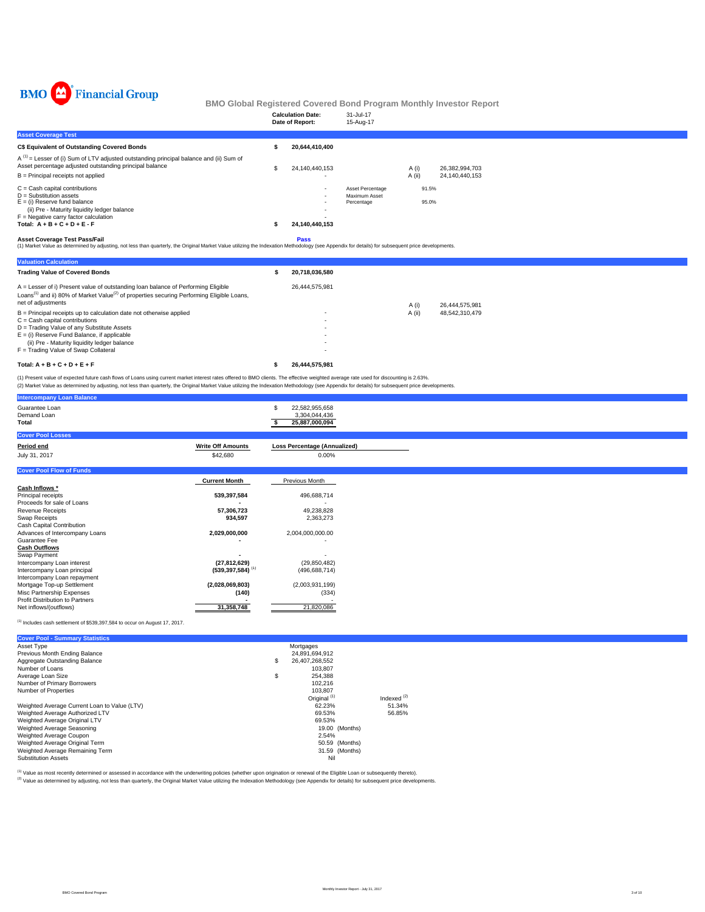BMO Financial Group

# BMO Global Registered Covered Bond Program Monthly Investor Report

| | |
|---|---|
| Calculation Date: | 31-Jul-17 |
| Date of Report: | 15-Aug-17 |

## Asset Coverage Test

| | | | | |
|---|---|---|---|---|
| **C$ Equivalent of Outstanding Covered Bonds** | **$ 20,644,410,400** | | | |
| A [1] = Lesser of (i) Sum of LTV adjusted outstanding principal balance and (ii) Sum of Asset percentage adjusted outstanding principal balance | $ 24,140,440,153 | | A (i) | 26,382,994,703 |
| B = Principal receipts not applied | - | | A (ii) | 24,140,440,153 |
| C = Cash capital contributions | - | Asset Percentage | 91.5% | |
| D = Substitution assets | - | Maximum Asset Percentage | 95.0% | |
| E = (i) Reserve fund balance | - | | | |
| (ii) Pre - Maturity liquidity ledger balance | - | | | |
| F = Negative carry factor calculation | - | | | |
| **Total: A + B + C + D + E - F** | **$ 24,140,440,153** | | | |
| **Asset Coverage Test Pass/Fail** | **Pass** | | | |

(1) Market Value as determined by adjusting, not less than quarterly, the Original Market Value utilizing the Indexation Methodology (see Appendix for details) for subsequent price developments.

## Valuation Calculation

| | | | |
|---|---|---|---|
| **Trading Value of Covered Bonds** | **$ 20,718,036,580** | | |
| A = Lesser of i) Present value of outstanding loan balance of Performing Eligible Loans[1] and ii) 80% of Market Value[2] of properties securing Performing Eligible Loans, net of adjustments | 26,444,575,981 | A (i) | 26,444,575,981 |
| B = Principal receipts up to calculation date not otherwise applied | - | A (ii) | 48,542,310,479 |
| C = Cash capital contributions | - | | |
| D = Trading Value of any Substitute Assets | - | | |
| E = (i) Reserve Fund Balance, if applicable | - | | |
| (ii) Pre - Maturity liquidity ledger balance | - | | |
| F = Trading Value of Swap Collateral | - | | |
| **Total: A + B + C + D + E + F** | **$ 26,444,575,981** | | |

(1) Present value of expected future cash flows of Loans using current market interest rates offered to BMO clients. The effective weighted average rate used for discounting is 2.63%.
(2) Market Value as determined by adjusting, not less than quarterly, the Original Market Value utilizing the Indexation Methodology (see Appendix for details) for subsequent price developments.

## Intercompany Loan Balance

| | |
|---|---|
| Guarantee Loan | $ 22,582,955,658 |
| Demand Loan | 3,304,044,436 |
| **Total** | **$ 25,887,000,094** |

## Cover Pool Losses

| Period end | Write Off Amounts | Loss Percentage (Annualized) |
|---|---|---|
| July 31, 2017 | $42,680 | 0.00% |

## Cover Pool Flow of Funds

| | Current Month | Previous Month |
|---|---|---|
| **Cash Inflows \*** | | |
| Principal receipts | **539,397,584** | 496,688,714 |
| Proceeds for sale of Loans | **-** | - |
| Revenue Receipts | **57,306,723** | 49,238,828 |
| Swap Receipts | **934,597** | 2,363,273 |
| Cash Capital Contribution | | |
| Advances of Intercompany Loans | **2,029,000,000** | 2,004,000,000.00 |
| Guarantee Fee | **-** | - |
| **Cash Outflows** | | |
| Swap Payment | **-** | - |
| Intercompany Loan interest | **(27,812,629)** | (29,850,482) |
| Intercompany Loan principal | **(539,397,584)** [1] | (496,688,714) |
| Intercompany Loan repayment | | |
| Mortgage Top-up Settlement | **(2,028,069,803)** | (2,003,931,199) |
| Misc Partnership Expenses | **(140)** | (334) |
| Profit Distribution to Partners | **-** | - |
| Net inflows/(outflows) | **31,358,748** | 21,820,086 |

[1] Includes cash settlement of $539,397,584 to occur on August 17, 2017.

## Cover Pool - Summary Statistics

| | | |
|---|---|---|
| Asset Type | Mortgages | |
| Previous Month Ending Balance | 24,891,694,912 | |
| Aggregate Outstanding Balance | $ 26,407,268,552 | |
| Number of Loans | 103,807 | |
| Average Loan Size | $ 254,388 | |
| Number of Primary Borrowers | 102,216 | |
| Number of Properties | 103,807 | |
| | Original [1] | Indexed [2] |
| Weighted Average Current Loan to Value (LTV) | 62.23% | 51.34% |
| Weighted Average Authorized LTV | 69.53% | 56.85% |
| Weighted Average Original LTV | 69.53% | |
| Weighted Average Seasoning | 19.00 (Months) | |
| Weighted Average Coupon | 2.54% | |
| Weighted Average Original Term | 50.59 (Months) | |
| Weighted Average Remaining Term | 31.59 (Months) | |
| Substitution Assets | Nil | |

[1] Value as most recently determined or assessed in accordance with the underwriting policies (whether upon origination or renewal of the Eligible Loan or subsequently thereto).
[2] Value as determined by adjusting, not less than quarterly, the Original Market Value utilizing the Indexation Methodology (see Appendix for details) for subsequent price developments.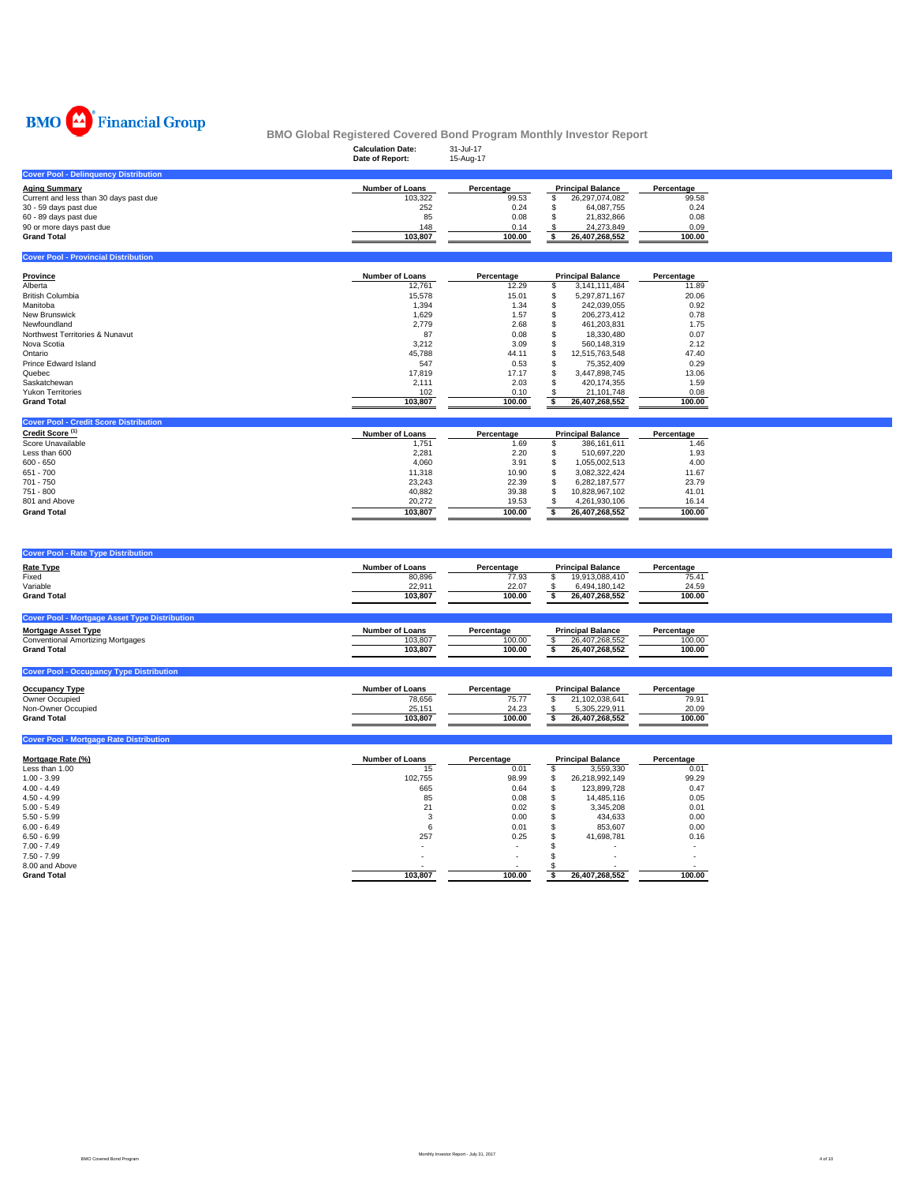BMO Financial Group

# BMO Global Registered Covered Bond Program Monthly Investor Report

**Calculation Date:** 31-Jul-17
**Date of Report:** 15-Aug-17

## Cover Pool - Delinquency Distribution

| Aging Summary | Number of Loans | Percentage | Principal Balance | Percentage |
|---|---|---|---|---|
| Current and less than 30 days past due | 103,322 | 99.53 | $ 26,297,074,082 | 99.58 |
| 30 - 59 days past due | 252 | 0.24 | $ 64,087,755 | 0.24 |
| 60 - 89 days past due | 85 | 0.08 | $ 21,832,866 | 0.08 |
| 90 or more days past due | 148 | 0.14 | $ 24,273,849 | 0.09 |
| **Grand Total** | **103,807** | **100.00** | **$ 26,407,268,552** | **100.00** |

## Cover Pool - Provincial Distribution

| Province | Number of Loans | Percentage | Principal Balance | Percentage |
|---|---|---|---|---|
| Alberta | 12,761 | 12.29 | $ 3,141,111,484 | 11.89 |
| British Columbia | 15,578 | 15.01 | $ 5,297,871,167 | 20.06 |
| Manitoba | 1,394 | 1.34 | $ 242,039,055 | 0.92 |
| New Brunswick | 1,629 | 1.57 | $ 206,273,412 | 0.78 |
| Newfoundland | 2,779 | 2.68 | $ 461,203,831 | 1.75 |
| Northwest Territories & Nunavut | 87 | 0.08 | $ 18,330,480 | 0.07 |
| Nova Scotia | 3,212 | 3.09 | $ 560,148,319 | 2.12 |
| Ontario | 45,788 | 44.11 | $ 12,515,763,548 | 47.40 |
| Prince Edward Island | 547 | 0.53 | $ 75,352,409 | 0.29 |
| Quebec | 17,819 | 17.17 | $ 3,447,898,745 | 13.06 |
| Saskatchewan | 2,111 | 2.03 | $ 420,174,355 | 1.59 |
| Yukon Territories | 102 | 0.10 | $ 21,101,748 | 0.08 |
| **Grand Total** | **103,807** | **100.00** | **$ 26,407,268,552** | **100.00** |

## Cover Pool - Credit Score Distribution

| Credit Score [1] | Number of Loans | Percentage | Principal Balance | Percentage |
|---|---|---|---|---|
| Score Unavailable | 1,751 | 1.69 | $ 386,161,611 | 1.46 |
| Less than 600 | 2,281 | 2.20 | $ 510,697,220 | 1.93 |
| 600 - 650 | 4,060 | 3.91 | $ 1,055,002,513 | 4.00 |
| 651 - 700 | 11,318 | 10.90 | $ 3,082,322,424 | 11.67 |
| 701 - 750 | 23,243 | 22.39 | $ 6,282,187,577 | 23.79 |
| 751 - 800 | 40,882 | 39.38 | $ 10,828,967,102 | 41.01 |
| 801 and Above | 20,272 | 19.53 | $ 4,261,930,106 | 16.14 |
| **Grand Total** | **103,807** | **100.00** | **$ 26,407,268,552** | **100.00** |

## Cover Pool - Rate Type Distribution

| Rate Type | Number of Loans | Percentage | Principal Balance | Percentage |
|---|---|---|---|---|
| Fixed | 80,896 | 77.93 | $ 19,913,088,410 | 75.41 |
| Variable | 22,911 | 22.07 | $ 6,494,180,142 | 24.59 |
| **Grand Total** | **103,807** | **100.00** | **$ 26,407,268,552** | **100.00** |

## Cover Pool - Mortgage Asset Type Distribution

| Mortgage Asset Type | Number of Loans | Percentage | Principal Balance | Percentage |
|---|---|---|---|---|
| Conventional Amortizing Mortgages | 103,807 | 100.00 | $ 26,407,268,552 | 100.00 |
| **Grand Total** | **103,807** | **100.00** | **$ 26,407,268,552** | **100.00** |

## Cover Pool - Occupancy Type Distribution

| Occupancy Type | Number of Loans | Percentage | Principal Balance | Percentage |
|---|---|---|---|---|
| Owner Occupied | 78,656 | 75.77 | $ 21,102,038,641 | 79.91 |
| Non-Owner Occupied | 25,151 | 24.23 | $ 5,305,229,911 | 20.09 |
| **Grand Total** | **103,807** | **100.00** | **$ 26,407,268,552** | **100.00** |

## Cover Pool - Mortgage Rate Distribution

| Mortgage Rate (%) | Number of Loans | Percentage | Principal Balance | Percentage |
|---|---|---|---|---|
| Less than 1.00 | 15 | 0.01 | $ 3,559,330 | 0.01 |
| 1.00 - 3.99 | 102,755 | 98.99 | $ 26,218,992,149 | 99.29 |
| 4.00 - 4.49 | 665 | 0.64 | $ 123,899,728 | 0.47 |
| 4.50 - 4.99 | 85 | 0.08 | $ 14,485,116 | 0.05 |
| 5.00 - 5.49 | 21 | 0.02 | $ 3,345,208 | 0.01 |
| 5.50 - 5.99 | 3 | 0.00 | $ 434,633 | 0.00 |
| 6.00 - 6.49 | 6 | 0.01 | $ 853,607 | 0.00 |
| 6.50 - 6.99 | 257 | 0.25 | $ 41,698,781 | 0.16 |
| 7.00 - 7.49 | - | - | $ - | - |
| 7.50 - 7.99 | - | - | $ - | - |
| 8.00 and Above | - | - | $ - | - |
| **Grand Total** | **103,807** | **100.00** | **$ 26,407,268,552** | **100.00** |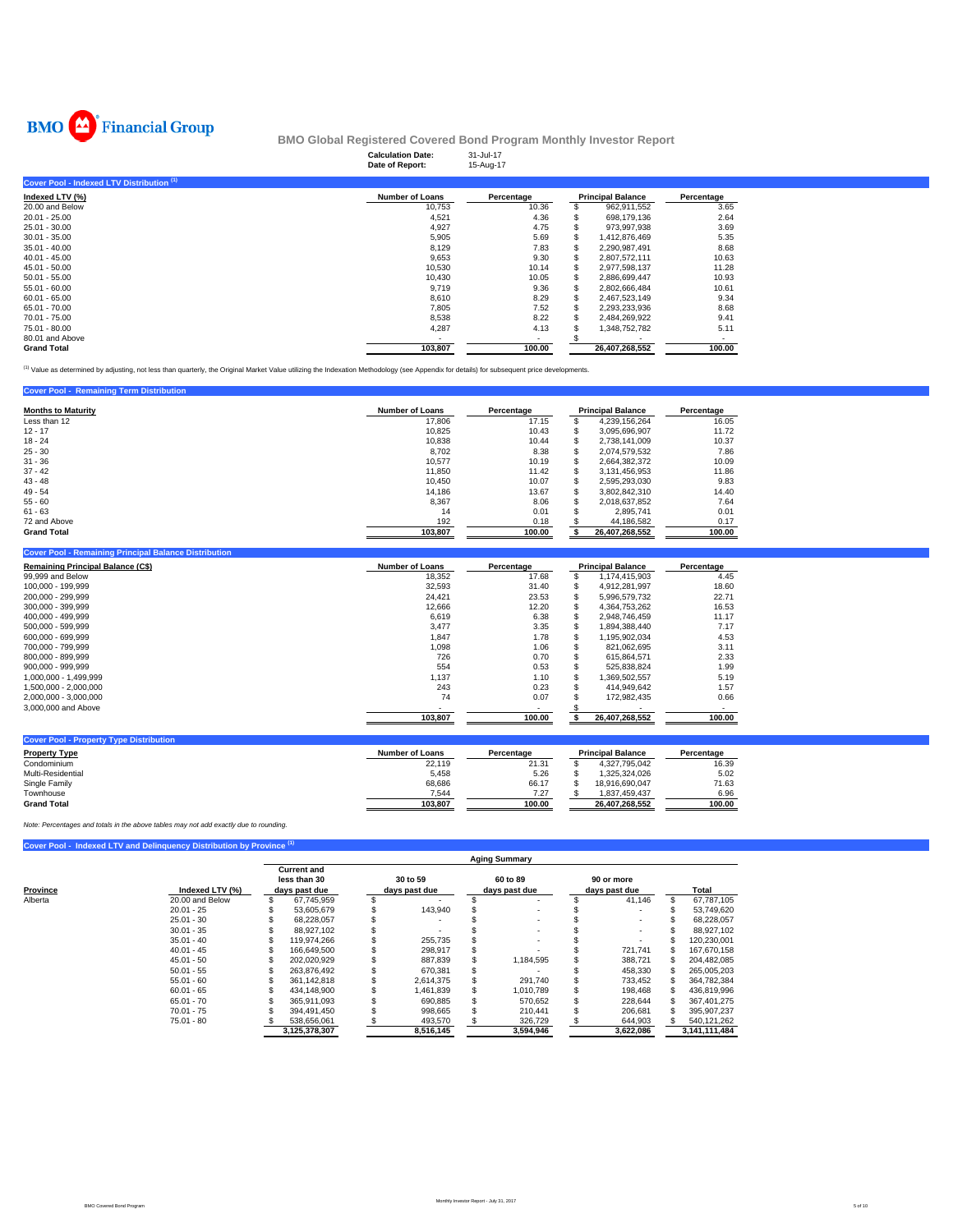BMO Financial Group

# BMO Global Registered Covered Bond Program Monthly Investor Report

**Calculation Date:** 31-Jul-17
**Date of Report:** 15-Aug-17

## Cover Pool - Indexed LTV Distribution [1]

| Indexed LTV (%) | Number of Loans | Percentage | Principal Balance | Percentage |
|---|---|---|---|---|
| 20.00 and Below | 10,753 | 10.36 | $ 962,911,552 | 3.65 |
| 20.01 - 25.00 | 4,521 | 4.36 | $ 698,179,136 | 2.64 |
| 25.01 - 30.00 | 4,927 | 4.75 | $ 973,997,938 | 3.69 |
| 30.01 - 35.00 | 5,905 | 5.69 | $ 1,412,876,469 | 5.35 |
| 35.01 - 40.00 | 8,129 | 7.83 | $ 2,290,987,491 | 8.68 |
| 40.01 - 45.00 | 9,653 | 9.30 | $ 2,807,572,111 | 10.63 |
| 45.01 - 50.00 | 10,530 | 10.14 | $ 2,977,598,137 | 11.28 |
| 50.01 - 55.00 | 10,430 | 10.05 | $ 2,886,699,447 | 10.93 |
| 55.01 - 60.00 | 9,719 | 9.36 | $ 2,802,666,484 | 10.61 |
| 60.01 - 65.00 | 8,610 | 8.29 | $ 2,467,523,149 | 9.34 |
| 65.01 - 70.00 | 7,805 | 7.52 | $ 2,293,233,936 | 8.68 |
| 70.01 - 75.00 | 8,538 | 8.22 | $ 2,484,269,922 | 9.41 |
| 75.01 - 80.00 | 4,287 | 4.13 | $ 1,348,752,782 | 5.11 |
| 80.01 and Above | - | - | $ - | - |
| **Grand Total** | **103,807** | **100.00** | **26,407,268,552** | **100.00** |

[1] Value as determined by adjusting, not less than quarterly, the Original Market Value utilizing the Indexation Methodology (see Appendix for details) for subsequent price developments.

## Cover Pool - Remaining Term Distribution

| Months to Maturity | Number of Loans | Percentage | Principal Balance | Percentage |
|---|---|---|---|---|
| Less than 12 | 17,806 | 17.15 | $ 4,239,156,264 | 16.05 |
| 12 - 17 | 10,825 | 10.43 | $ 3,095,696,907 | 11.72 |
| 18 - 24 | 10,838 | 10.44 | $ 2,738,141,009 | 10.37 |
| 25 - 30 | 8,702 | 8.38 | $ 2,074,579,532 | 7.86 |
| 31 - 36 | 10,577 | 10.19 | $ 2,664,382,372 | 10.09 |
| 37 - 42 | 11,850 | 11.42 | $ 3,131,456,953 | 11.86 |
| 43 - 48 | 10,450 | 10.07 | $ 2,595,293,030 | 9.83 |
| 49 - 54 | 14,186 | 13.67 | $ 3,802,842,310 | 14.40 |
| 55 - 60 | 8,367 | 8.06 | $ 2,018,637,852 | 7.64 |
| 61 - 63 | 14 | 0.01 | $ 2,895,741 | 0.01 |
| 72 and Above | 192 | 0.18 | $ 44,186,582 | 0.17 |
| **Grand Total** | **103,807** | **100.00** | **$ 26,407,268,552** | **100.00** |

## Cover Pool - Remaining Principal Balance Distribution

| Remaining Principal Balance (C$) | Number of Loans | Percentage | Principal Balance | Percentage |
|---|---|---|---|---|
| 99,999 and Below | 18,352 | 17.68 | $ 1,174,415,903 | 4.45 |
| 100,000 - 199,999 | 32,593 | 31.40 | $ 4,912,281,997 | 18.60 |
| 200,000 - 299,999 | 24,421 | 23.53 | $ 5,996,579,732 | 22.71 |
| 300,000 - 399,999 | 12,666 | 12.20 | $ 4,364,753,262 | 16.53 |
| 400,000 - 499,999 | 6,619 | 6.38 | $ 2,948,746,459 | 11.17 |
| 500,000 - 599,999 | 3,477 | 3.35 | $ 1,894,388,440 | 7.17 |
| 600,000 - 699,999 | 1,847 | 1.78 | $ 1,195,902,034 | 4.53 |
| 700,000 - 799,999 | 1,098 | 1.06 | $ 821,062,695 | 3.11 |
| 800,000 - 899,999 | 726 | 0.70 | $ 615,864,571 | 2.33 |
| 900,000 - 999,999 | 554 | 0.53 | $ 525,838,824 | 1.99 |
| 1,000,000 - 1,499,999 | 1,137 | 1.10 | $ 1,369,502,557 | 5.19 |
| 1,500,000 - 2,000,000 | 243 | 0.23 | $ 414,949,642 | 1.57 |
| 2,000,000 - 3,000,000 | 74 | 0.07 | $ 172,982,435 | 0.66 |
| 3,000,000 and Above | - | - | $ - | - |
| | **103,807** | **100.00** | **$ 26,407,268,552** | **100.00** |

## Cover Pool - Property Type Distribution

| Property Type | Number of Loans | Percentage | Principal Balance | Percentage |
|---|---|---|---|---|
| Condominium | 22,119 | 21.31 | $ 4,327,795,042 | 16.39 |
| Multi-Residential | 5,458 | 5.26 | $ 1,325,324,026 | 5.02 |
| Single Family | 68,686 | 66.17 | $ 18,916,690,047 | 71.63 |
| Townhouse | 7,544 | 7.27 | $ 1,837,459,437 | 6.96 |
| **Grand Total** | **103,807** | **100.00** | **26,407,268,552** | **100.00** |

*Note: Percentages and totals in the above tables may not add exactly due to rounding.*

## Cover Pool - Indexed LTV and Delinquency Distribution by Province [1]

| | | Aging Summary | | | | |
|---|---|---|---|---|---|---|
| Province | Indexed LTV (%) | Current and less than 30 days past due | 30 to 59 days past due | 60 to 89 days past due | 90 or more days past due | Total |
| Alberta | 20.00 and Below | $ 67,745,959 | $ - | $ - | $ 41,146 | $ 67,787,105 |
| | 20.01 - 25 | $ 53,605,679 | $ 143,940 | $ - | $ - | $ 53,749,620 |
| | 25.01 - 30 | $ 68,228,057 | $ - | $ - | $ - | $ 68,228,057 |
| | 30.01 - 35 | $ 88,927,102 | $ - | $ - | $ - | $ 88,927,102 |
| | 35.01 - 40 | $ 119,974,266 | $ 255,735 | $ - | $ - | $ 120,230,001 |
| | 40.01 - 45 | $ 166,649,500 | $ 298,917 | $ - | $ 721,741 | $ 167,670,158 |
| | 45.01 - 50 | $ 202,020,929 | $ 887,839 | $ 1,184,595 | $ 388,721 | $ 204,482,085 |
| | 50.01 - 55 | $ 263,876,492 | $ 670,381 | $ - | $ 458,330 | $ 265,005,203 |
| | 55.01 - 60 | $ 361,142,818 | $ 2,614,375 | $ 291,740 | $ 733,452 | $ 364,782,384 |
| | 60.01 - 65 | $ 434,148,900 | $ 1,461,839 | $ 1,010,789 | $ 198,468 | $ 436,819,996 |
| | 65.01 - 70 | $ 365,911,093 | $ 690,885 | $ 570,652 | $ 228,644 | $ 367,401,275 |
| | 70.01 - 75 | $ 394,491,450 | $ 998,665 | $ 210,441 | $ 206,681 | $ 395,907,237 |
| | 75.01 - 80 | $ 538,656,061 | $ 493,570 | $ 326,729 | $ 644,903 | $ 540,121,262 |
| | | **3,125,378,307** | **8,516,145** | **3,594,946** | **3,622,086** | **3,141,111,484** |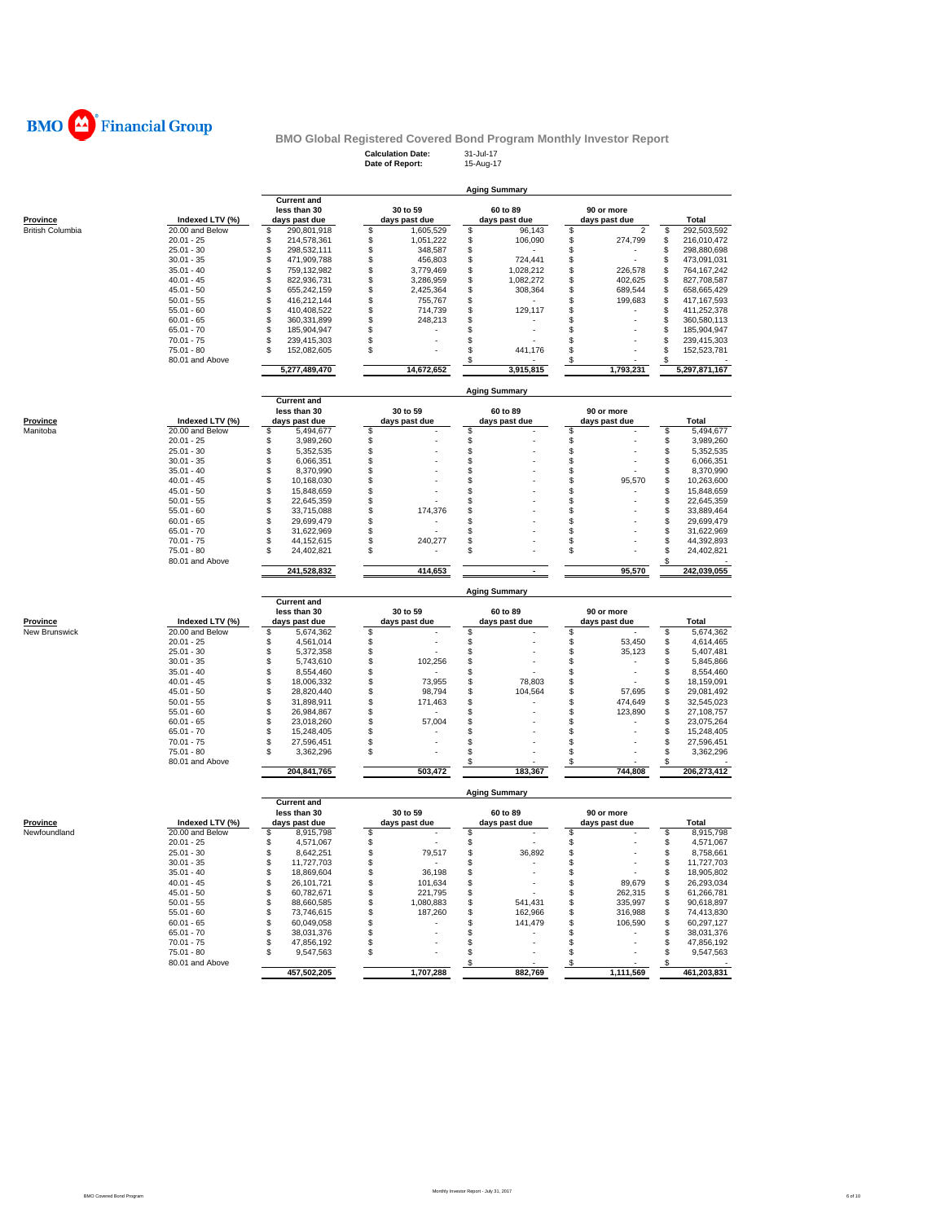BMO Financial Group

# BMO Global Registered Covered Bond Program Monthly Investor Report

**Calculation Date:** 31-Jul-17
**Date of Report:** 15-Aug-17

## Aging Summary

| Province | Indexed LTV (%) | Current and less than 30 days past due | 30 to 59 days past due | 60 to 89 days past due | 90 or more days past due | Total |
|---|---|---|---|---|---|---|
| British Columbia | 20.00 and Below | $ 290,801,918 | $ 1,605,529 | $ 96,143 | $ 2 | $ 292,503,592 |
| | 20.01 - 25 | $ 214,578,361 | $ 1,051,222 | $ 106,090 | $ 274,799 | $ 216,010,472 |
| | 25.01 - 30 | $ 298,532,111 | $ 348,587 | $ - | $ - | $ 298,880,698 |
| | 30.01 - 35 | $ 471,909,788 | $ 456,803 | $ 724,441 | $ - | $ 473,091,031 |
| | 35.01 - 40 | $ 759,132,982 | $ 3,779,469 | $ 1,028,212 | $ 226,578 | $ 764,167,242 |
| | 40.01 - 45 | $ 822,936,731 | $ 3,286,959 | $ 1,082,272 | $ 402,625 | $ 827,708,587 |
| | 45.01 - 50 | $ 655,242,159 | $ 2,425,364 | $ 308,364 | $ 689,544 | $ 658,665,429 |
| | 50.01 - 55 | $ 416,212,144 | $ 755,767 | $ - | $ 199,683 | $ 417,167,593 |
| | 55.01 - 60 | $ 410,408,522 | $ 714,739 | $ 129,117 | $ - | $ 411,252,378 |
| | 60.01 - 65 | $ 360,331,899 | $ 248,213 | $ - | $ - | $ 360,580,113 |
| | 65.01 - 70 | $ 185,904,947 | $ - | $ - | $ - | $ 185,904,947 |
| | 70.01 - 75 | $ 239,415,303 | $ - | $ - | $ - | $ 239,415,303 |
| | 75.01 - 80 | $ 152,082,605 | $ - | $ 441,176 | $ - | $ 152,523,781 |
| | 80.01 and Above | | | $ - | $ - | $ - |
| | | 5,277,489,470 | 14,672,652 | 3,915,815 | 1,793,231 | 5,297,871,167 |

## Aging Summary

| Province | Indexed LTV (%) | Current and less than 30 days past due | 30 to 59 days past due | 60 to 89 days past due | 90 or more days past due | Total |
|---|---|---|---|---|---|---|
| Manitoba | 20.00 and Below | $ 5,494,677 | $ - | $ - | $ - | $ 5,494,677 |
| | 20.01 - 25 | $ 3,989,260 | $ - | $ - | $ - | $ 3,989,260 |
| | 25.01 - 30 | $ 5,352,535 | $ - | $ - | $ - | $ 5,352,535 |
| | 30.01 - 35 | $ 6,066,351 | $ - | $ - | $ - | $ 6,066,351 |
| | 35.01 - 40 | $ 8,370,990 | $ - | $ - | $ - | $ 8,370,990 |
| | 40.01 - 45 | $ 10,168,030 | $ - | $ - | $ 95,570 | $ 10,263,600 |
| | 45.01 - 50 | $ 15,848,659 | $ - | $ - | $ - | $ 15,848,659 |
| | 50.01 - 55 | $ 22,645,359 | $ - | $ - | $ - | $ 22,645,359 |
| | 55.01 - 60 | $ 33,715,088 | $ 174,376 | $ - | $ - | $ 33,889,464 |
| | 60.01 - 65 | $ 29,699,479 | $ - | $ - | $ - | $ 29,699,479 |
| | 65.01 - 70 | $ 31,622,969 | $ - | $ - | $ - | $ 31,622,969 |
| | 70.01 - 75 | $ 44,152,615 | $ 240,277 | $ - | $ - | $ 44,392,893 |
| | 75.01 - 80 | $ 24,402,821 | $ - | $ - | $ - | $ 24,402,821 |
| | 80.01 and Above | | | | | $ - |
| | | 241,528,832 | 414,653 | - | 95,570 | 242,039,055 |

## Aging Summary

| Province | Indexed LTV (%) | Current and less than 30 days past due | 30 to 59 days past due | 60 to 89 days past due | 90 or more days past due | Total |
|---|---|---|---|---|---|---|
| New Brunswick | 20.00 and Below | $ 5,674,362 | $ - | $ - | $ - | $ 5,674,362 |
| | 20.01 - 25 | $ 4,561,014 | $ - | $ - | $ 53,450 | $ 4,614,465 |
| | 25.01 - 30 | $ 5,372,358 | $ - | $ - | $ 35,123 | $ 5,407,481 |
| | 30.01 - 35 | $ 5,743,610 | $ 102,256 | $ - | $ - | $ 5,845,866 |
| | 35.01 - 40 | $ 8,554,460 | $ - | $ - | $ - | $ 8,554,460 |
| | 40.01 - 45 | $ 18,006,332 | $ 73,955 | $ 78,803 | $ - | $ 18,159,091 |
| | 45.01 - 50 | $ 28,820,440 | $ 98,794 | $ 104,564 | $ 57,695 | $ 29,081,492 |
| | 50.01 - 55 | $ 31,898,911 | $ 171,463 | $ - | $ 474,649 | $ 32,545,023 |
| | 55.01 - 60 | $ 26,984,867 | $ - | $ - | $ 123,890 | $ 27,108,757 |
| | 60.01 - 65 | $ 23,018,260 | $ 57,004 | $ - | $ - | $ 23,075,264 |
| | 65.01 - 70 | $ 15,248,405 | $ - | $ - | $ - | $ 15,248,405 |
| | 70.01 - 75 | $ 27,596,451 | $ - | $ - | $ - | $ 27,596,451 |
| | 75.01 - 80 | $ 3,362,296 | $ - | $ - | $ - | $ 3,362,296 |
| | 80.01 and Above | | | $ - | $ - | $ - |
| | | 204,841,765 | 503,472 | 183,367 | 744,808 | 206,273,412 |

## Aging Summary

| Province | Indexed LTV (%) | Current and less than 30 days past due | 30 to 59 days past due | 60 to 89 days past due | 90 or more days past due | Total |
|---|---|---|---|---|---|---|
| Newfoundland | 20.00 and Below | $ 8,915,798 | $ - | $ - | $ - | $ 8,915,798 |
| | 20.01 - 25 | $ 4,571,067 | $ - | $ - | $ - | $ 4,571,067 |
| | 25.01 - 30 | $ 8,642,251 | $ 79,517 | $ 36,892 | $ - | $ 8,758,661 |
| | 30.01 - 35 | $ 11,727,703 | $ - | $ - | $ - | $ 11,727,703 |
| | 35.01 - 40 | $ 18,869,604 | $ 36,198 | $ - | $ - | $ 18,905,802 |
| | 40.01 - 45 | $ 26,101,721 | $ 101,634 | $ - | $ 89,679 | $ 26,293,034 |
| | 45.01 - 50 | $ 60,782,671 | $ 221,795 | $ - | $ 262,315 | $ 61,266,781 |
| | 50.01 - 55 | $ 88,660,585 | $ 1,080,883 | $ 541,431 | $ 335,997 | $ 90,618,897 |
| | 55.01 - 60 | $ 73,746,615 | $ 187,260 | $ 162,966 | $ 316,988 | $ 74,413,830 |
| | 60.01 - 65 | $ 60,049,058 | $ - | $ 141,479 | $ 106,590 | $ 60,297,127 |
| | 65.01 - 70 | $ 38,031,376 | $ - | $ - | $ - | $ 38,031,376 |
| | 70.01 - 75 | $ 47,856,192 | $ - | $ - | $ - | $ 47,856,192 |
| | 75.01 - 80 | $ 9,547,563 | $ - | $ - | $ - | $ 9,547,563 |
| | 80.01 and Above | | | $ - | $ - | $ - |
| | | 457,502,205 | 1,707,288 | 882,769 | 1,111,569 | 461,203,831 |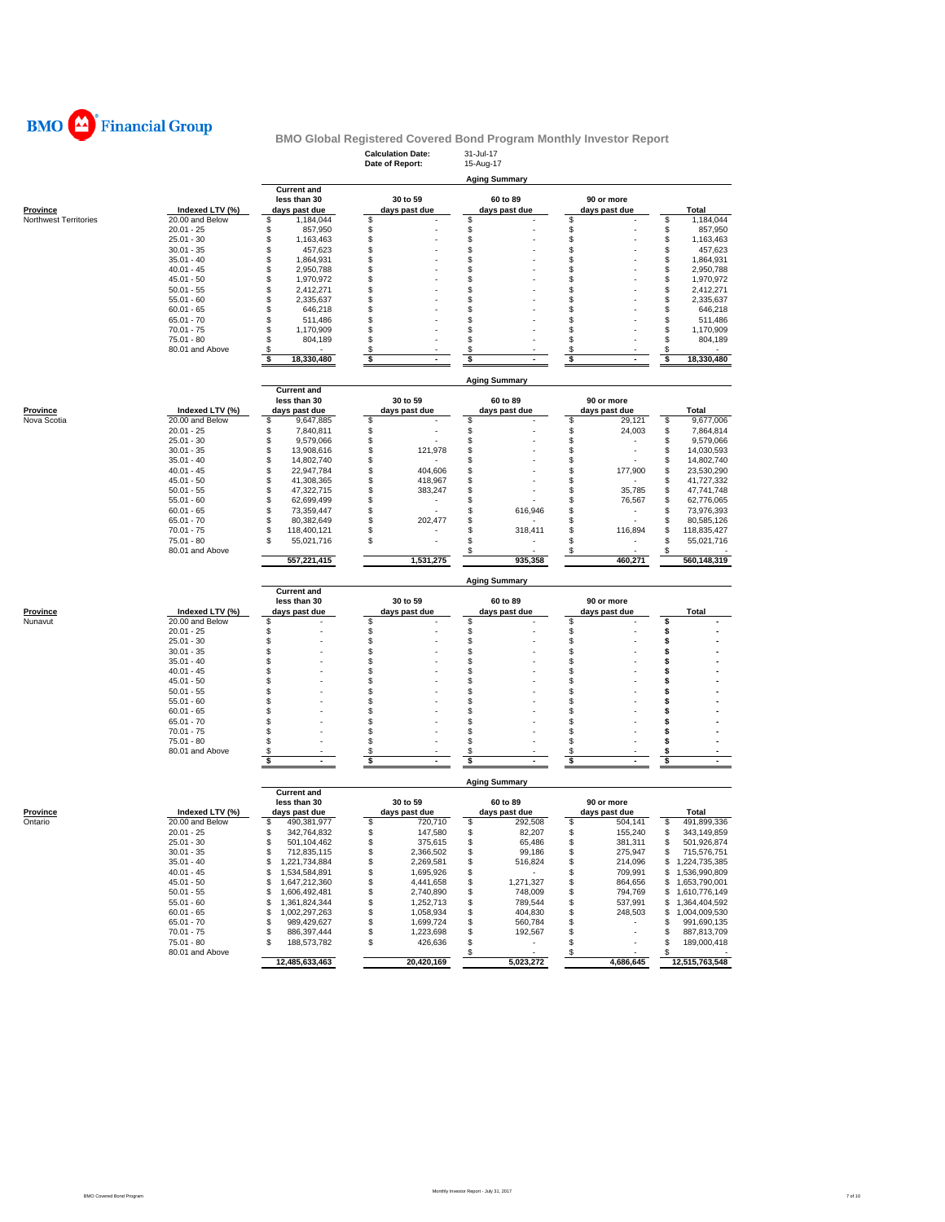BMO Financial Group

## BMO Global Registered Covered Bond Program Monthly Investor Report

**Calculation Date:** 31-Jul-17
**Date of Report:** 15-Aug-17

### Aging Summary

| Province | Indexed LTV (%) | Current and less than 30 days past due | 30 to 59 days past due | 60 to 89 days past due | 90 or more days past due | Total |
|---|---|---|---|---|---|---|
| Northwest Territories | 20.00 and Below | $ 1,184,044 | $ - | $ - | $ - | $ 1,184,044 |
| | 20.01 - 25 | $ 857,950 | $ - | $ - | $ - | $ 857,950 |
| | 25.01 - 30 | $ 1,163,463 | $ - | $ - | $ - | $ 1,163,463 |
| | 30.01 - 35 | $ 457,623 | $ - | $ - | $ - | $ 457,623 |
| | 35.01 - 40 | $ 1,864,931 | $ - | $ - | $ - | $ 1,864,931 |
| | 40.01 - 45 | $ 2,950,788 | $ - | $ - | $ - | $ 2,950,788 |
| | 45.01 - 50 | $ 1,970,972 | $ - | $ - | $ - | $ 1,970,972 |
| | 50.01 - 55 | $ 2,412,271 | $ - | $ - | $ - | $ 2,412,271 |
| | 55.01 - 60 | $ 2,335,637 | $ - | $ - | $ - | $ 2,335,637 |
| | 60.01 - 65 | $ 646,218 | $ - | $ - | $ - | $ 646,218 |
| | 65.01 - 70 | $ 511,486 | $ - | $ - | $ - | $ 511,486 |
| | 70.01 - 75 | $ 1,170,909 | $ - | $ - | $ - | $ 1,170,909 |
| | 75.01 - 80 | $ 804,189 | $ - | $ - | $ - | $ 804,189 |
| | 80.01 and Above | $ - | $ - | $ - | $ - | $ - |
| | | $ 18,330,480 | $ - | $ - | $ - | $ 18,330,480 |

### Aging Summary

| Province | Indexed LTV (%) | Current and less than 30 days past due | 30 to 59 days past due | 60 to 89 days past due | 90 or more days past due | Total |
|---|---|---|---|---|---|---|
| Nova Scotia | 20.00 and Below | $ 9,647,885 | $ - | $ - | $ 29,121 | $ 9,677,006 |
| | 20.01 - 25 | $ 7,840,811 | $ - | $ - | $ 24,003 | $ 7,864,814 |
| | 25.01 - 30 | $ 9,579,066 | $ - | $ - | $ - | $ 9,579,066 |
| | 30.01 - 35 | $ 13,908,616 | $ 121,978 | $ - | $ - | $ 14,030,593 |
| | 35.01 - 40 | $ 14,802,740 | $ - | $ - | $ - | $ 14,802,740 |
| | 40.01 - 45 | $ 22,947,784 | $ 404,606 | $ - | $ 177,900 | $ 23,530,290 |
| | 45.01 - 50 | $ 41,308,365 | $ 418,967 | $ - | $ - | $ 41,727,332 |
| | 50.01 - 55 | $ 47,322,715 | $ 383,247 | $ - | $ 35,785 | $ 47,741,748 |
| | 55.01 - 60 | $ 62,699,499 | $ - | $ - | $ 76,567 | $ 62,776,065 |
| | 60.01 - 65 | $ 73,359,447 | $ - | $ 616,946 | $ - | $ 73,976,393 |
| | 65.01 - 70 | $ 80,382,649 | $ 202,477 | $ - | $ - | $ 80,585,126 |
| | 70.01 - 75 | $ 118,400,121 | $ - | $ 318,411 | $ 116,894 | $ 118,835,427 |
| | 75.01 - 80 | $ 55,021,716 | $ - | $ - | $ - | $ 55,021,716 |
| | 80.01 and Above | | | $ - | $ - | $ - |
| | | 557,221,415 | 1,531,275 | 935,358 | 460,271 | 560,148,319 |

### Aging Summary

| Province | Indexed LTV (%) | Current and less than 30 days past due | 30 to 59 days past due | 60 to 89 days past due | 90 or more days past due | Total |
|---|---|---|---|---|---|---|
| Nunavut | 20.00 and Below | $ - | $ - | $ - | $ - | $ - |
| | 20.01 - 25 | $ - | $ - | $ - | $ - | $ - |
| | 25.01 - 30 | $ - | $ - | $ - | $ - | $ - |
| | 30.01 - 35 | $ - | $ - | $ - | $ - | $ - |
| | 35.01 - 40 | $ - | $ - | $ - | $ - | $ - |
| | 40.01 - 45 | $ - | $ - | $ - | $ - | $ - |
| | 45.01 - 50 | $ - | $ - | $ - | $ - | $ - |
| | 50.01 - 55 | $ - | $ - | $ - | $ - | $ - |
| | 55.01 - 60 | $ - | $ - | $ - | $ - | $ - |
| | 60.01 - 65 | $ - | $ - | $ - | $ - | $ - |
| | 65.01 - 70 | $ - | $ - | $ - | $ - | $ - |
| | 70.01 - 75 | $ - | $ - | $ - | $ - | $ - |
| | 75.01 - 80 | $ - | $ - | $ - | $ - | $ - |
| | 80.01 and Above | $ - | $ - | $ - | $ - | $ - |
| | | $ - | $ - | $ - | $ - | $ - |

### Aging Summary

| Province | Indexed LTV (%) | Current and less than 30 days past due | 30 to 59 days past due | 60 to 89 days past due | 90 or more days past due | Total |
|---|---|---|---|---|---|---|
| Ontario | 20.00 and Below | $ 490,381,977 | $ 720,710 | $ 292,508 | $ 504,141 | $ 491,899,336 |
| | 20.01 - 25 | $ 342,764,832 | $ 147,580 | $ 82,207 | $ 155,240 | $ 343,149,859 |
| | 25.01 - 30 | $ 501,104,462 | $ 375,615 | $ 65,486 | $ 381,311 | $ 501,926,874 |
| | 30.01 - 35 | $ 712,835,115 | $ 2,366,502 | $ 99,186 | $ 275,947 | $ 715,576,751 |
| | 35.01 - 40 | $ 1,221,734,884 | $ 2,269,581 | $ 516,824 | $ 214,096 | $ 1,224,735,385 |
| | 40.01 - 45 | $ 1,534,584,891 | $ 1,695,926 | $ - | $ 709,991 | $ 1,536,990,809 |
| | 45.01 - 50 | $ 1,647,212,360 | $ 4,441,658 | $ 1,271,327 | $ 864,656 | $ 1,653,790,001 |
| | 50.01 - 55 | $ 1,606,492,481 | $ 2,740,890 | $ 748,009 | $ 794,769 | $ 1,610,776,149 |
| | 55.01 - 60 | $ 1,361,824,344 | $ 1,252,713 | $ 789,544 | $ 537,991 | $ 1,364,404,592 |
| | 60.01 - 65 | $ 1,002,297,263 | $ 1,058,934 | $ 404,830 | $ 248,503 | $ 1,004,009,530 |
| | 65.01 - 70 | $ 989,429,627 | $ 1,699,724 | $ 560,784 | $ - | $ 991,690,135 |
| | 70.01 - 75 | $ 886,397,444 | $ 1,223,698 | $ 192,567 | $ - | $ 887,813,709 |
| | 75.01 - 80 | $ 188,573,782 | $ 426,636 | $ - | $ - | $ 189,000,418 |
| | 80.01 and Above | | | $ - | $ - | $ - |
| | | 12,485,633,463 | 20,420,169 | 5,023,272 | 4,686,645 | 12,515,763,548 |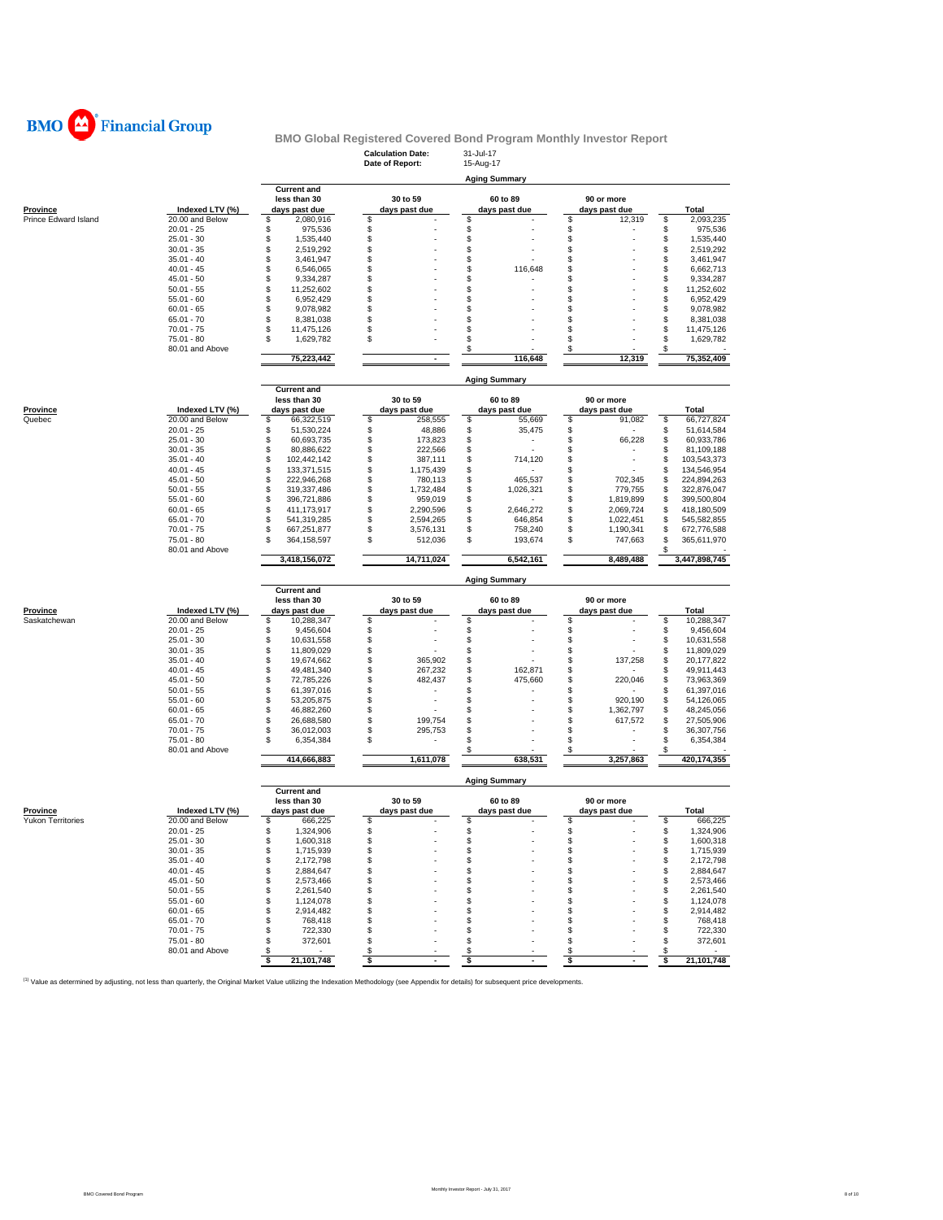BMO Financial Group

## BMO Global Registered Covered Bond Program Monthly Investor Report

**Calculation Date:** 31-Jul-17
**Date of Report:** 15-Aug-17

### Aging Summary

| Province | Indexed LTV (%) | Current and less than 30 days past due | 30 to 59 days past due | 60 to 89 days past due | 90 or more days past due | Total |
|---|---|---|---|---|---|---|
| Prince Edward Island | 20.00 and Below | $ 2,080,916 | $ - | $ - | $ 12,319 | $ 2,093,235 |
| | 20.01 - 25 | $ 975,536 | $ - | $ - | $ - | $ 975,536 |
| | 25.01 - 30 | $ 1,535,440 | $ - | $ - | $ - | $ 1,535,440 |
| | 30.01 - 35 | $ 2,519,292 | $ - | $ - | $ - | $ 2,519,292 |
| | 35.01 - 40 | $ 3,461,947 | $ - | $ - | $ - | $ 3,461,947 |
| | 40.01 - 45 | $ 6,546,065 | $ - | $ 116,648 | $ - | $ 6,662,713 |
| | 45.01 - 50 | $ 9,334,287 | $ - | $ - | $ - | $ 9,334,287 |
| | 50.01 - 55 | $ 11,252,602 | $ - | $ - | $ - | $ 11,252,602 |
| | 55.01 - 60 | $ 6,952,429 | $ - | $ - | $ - | $ 6,952,429 |
| | 60.01 - 65 | $ 9,078,982 | $ - | $ - | $ - | $ 9,078,982 |
| | 65.01 - 70 | $ 8,381,038 | $ - | $ - | $ - | $ 8,381,038 |
| | 70.01 - 75 | $ 11,475,126 | $ - | $ - | $ - | $ 11,475,126 |
| | 75.01 - 80 | $ 1,629,782 | $ - | $ - | $ - | $ 1,629,782 |
| | 80.01 and Above | | | $ - | $ - | $ - |
| | | 75,223,442 | - | 116,648 | 12,319 | 75,352,409 |

### Aging Summary

| Province | Indexed LTV (%) | Current and less than 30 days past due | 30 to 59 days past due | 60 to 89 days past due | 90 or more days past due | Total |
|---|---|---|---|---|---|---|
| Quebec | 20.00 and Below | $ 66,322,519 | $ 258,555 | $ 55,669 | $ 91,082 | $ 66,727,824 |
| | 20.01 - 25 | $ 51,530,224 | $ 48,886 | $ 35,475 | $ - | $ 51,614,584 |
| | 25.01 - 30 | $ 60,693,735 | $ 173,823 | $ - | $ 66,228 | $ 60,933,786 |
| | 30.01 - 35 | $ 80,886,622 | $ 222,566 | $ - | $ - | $ 81,109,188 |
| | 35.01 - 40 | $ 102,442,142 | $ 387,111 | $ 714,120 | $ - | $ 103,543,373 |
| | 40.01 - 45 | $ 133,371,515 | $ 1,175,439 | $ - | $ - | $ 134,546,954 |
| | 45.01 - 50 | $ 222,946,268 | $ 780,113 | $ 465,537 | $ 702,345 | $ 224,894,263 |
| | 50.01 - 55 | $ 319,337,486 | $ 1,732,484 | $ 1,026,321 | $ 779,755 | $ 322,876,047 |
| | 55.01 - 60 | $ 396,721,886 | $ 959,019 | $ - | $ 1,819,899 | $ 399,500,804 |
| | 60.01 - 65 | $ 411,173,917 | $ 2,290,596 | $ 2,646,272 | $ 2,069,724 | $ 418,180,509 |
| | 65.01 - 70 | $ 541,319,285 | $ 2,594,265 | $ 646,854 | $ 1,022,451 | $ 545,582,855 |
| | 70.01 - 75 | $ 667,251,877 | $ 3,576,131 | $ 758,240 | $ 1,190,341 | $ 672,776,588 |
| | 75.01 - 80 | $ 364,158,597 | $ 512,036 | $ 193,674 | $ 747,663 | $ 365,611,970 |
| | 80.01 and Above | | | | | $ - |
| | | 3,418,156,072 | 14,711,024 | 6,542,161 | 8,489,488 | 3,447,898,745 |

### Aging Summary

| Province | Indexed LTV (%) | Current and less than 30 days past due | 30 to 59 days past due | 60 to 89 days past due | 90 or more days past due | Total |
|---|---|---|---|---|---|---|
| Saskatchewan | 20.00 and Below | $ 10,288,347 | $ - | $ - | $ - | $ 10,288,347 |
| | 20.01 - 25 | $ 9,456,604 | $ - | $ - | $ - | $ 9,456,604 |
| | 25.01 - 30 | $ 10,631,558 | $ - | $ - | $ - | $ 10,631,558 |
| | 30.01 - 35 | $ 11,809,029 | $ - | $ - | $ - | $ 11,809,029 |
| | 35.01 - 40 | $ 19,674,662 | $ 365,902 | $ - | $ 137,258 | $ 20,177,822 |
| | 40.01 - 45 | $ 49,481,340 | $ 267,232 | $ 162,871 | $ - | $ 49,911,443 |
| | 45.01 - 50 | $ 72,785,226 | $ 482,437 | $ 475,660 | $ 220,046 | $ 73,963,369 |
| | 50.01 - 55 | $ 61,397,016 | $ - | $ - | $ - | $ 61,397,016 |
| | 55.01 - 60 | $ 53,205,875 | $ - | $ - | $ 920,190 | $ 54,126,065 |
| | 60.01 - 65 | $ 46,882,260 | $ - | $ - | $ 1,362,797 | $ 48,245,056 |
| | 65.01 - 70 | $ 26,688,580 | $ 199,754 | $ - | $ 617,572 | $ 27,505,906 |
| | 70.01 - 75 | $ 36,012,003 | $ 295,753 | $ - | $ - | $ 36,307,756 |
| | 75.01 - 80 | $ 6,354,384 | $ - | $ - | $ - | $ 6,354,384 |
| | 80.01 and Above | | | $ - | $ - | $ - |
| | | 414,666,883 | 1,611,078 | 638,531 | 3,257,863 | 420,174,355 |

### Aging Summary

| Province | Indexed LTV (%) | Current and less than 30 days past due | 30 to 59 days past due | 60 to 89 days past due | 90 or more days past due | Total |
|---|---|---|---|---|---|---|
| Yukon Territories | 20.00 and Below | $ 666,225 | $ - | $ - | $ - | $ 666,225 |
| | 20.01 - 25 | $ 1,324,906 | $ - | $ - | $ - | $ 1,324,906 |
| | 25.01 - 30 | $ 1,600,318 | $ - | $ - | $ - | $ 1,600,318 |
| | 30.01 - 35 | $ 1,715,939 | $ - | $ - | $ - | $ 1,715,939 |
| | 35.01 - 40 | $ 2,172,798 | $ - | $ - | $ - | $ 2,172,798 |
| | 40.01 - 45 | $ 2,884,647 | $ - | $ - | $ - | $ 2,884,647 |
| | 45.01 - 50 | $ 2,573,466 | $ - | $ - | $ - | $ 2,573,466 |
| | 50.01 - 55 | $ 2,261,540 | $ - | $ - | $ - | $ 2,261,540 |
| | 55.01 - 60 | $ 1,124,078 | $ - | $ - | $ - | $ 1,124,078 |
| | 60.01 - 65 | $ 2,914,482 | $ - | $ - | $ - | $ 2,914,482 |
| | 65.01 - 70 | $ 768,418 | $ - | $ - | $ - | $ 768,418 |
| | 70.01 - 75 | $ 722,330 | $ - | $ - | $ - | $ 722,330 |
| | 75.01 - 80 | $ 372,601 | $ - | $ - | $ - | $ 372,601 |
| | 80.01 and Above | $ - | $ - | $ - | $ - | $ - |
| | | $ 21,101,748 | $ - | $ - | $ - | $ 21,101,748 |

[1] Value as determined by adjusting, not less than quarterly, the Original Market Value utilizing the Indexation Methodology (see Appendix for details) for subsequent price developments.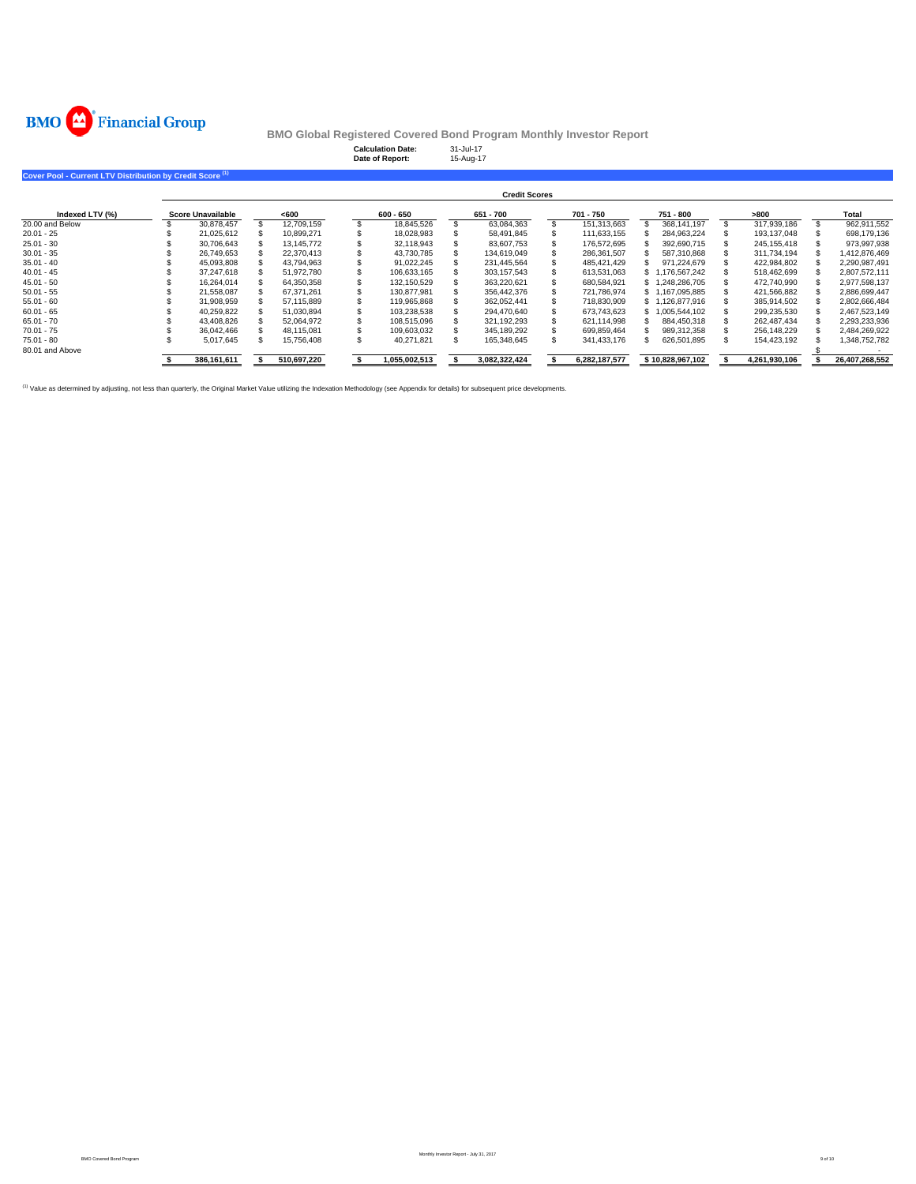# BMO Financial Group

## BMO Global Registered Covered Bond Program Monthly Investor Report

**Calculation Date:** 31-Jul-17
**Date of Report:** 15-Aug-17

### Cover Pool - Current LTV Distribution by Credit Score [(1)]

| | Credit Scores | | | | | | | |
|---|---|---|---|---|---|---|---|---|
| **Indexed LTV (%)** | **Score Unavailable** | **<600** | **600 - 650** | **651 - 700** | **701 - 750** | **751 - 800** | **>800** | **Total** |
| 20.00 and Below | $ 30,878,457 | $ 12,709,159 | $ 18,845,526 | $ 63,084,363 | $ 151,313,663 | $ 368,141,197 | $ 317,939,186 | $ 962,911,552 |
| 20.01 - 25 | $ 21,025,612 | $ 10,899,271 | $ 18,028,983 | $ 58,491,845 | $ 111,633,155 | $ 284,963,224 | $ 193,137,048 | $ 698,179,136 |
| 25.01 - 30 | $ 30,706,643 | $ 13,145,772 | $ 32,118,943 | $ 83,607,753 | $ 176,572,695 | $ 392,690,715 | $ 245,155,418 | $ 973,997,938 |
| 30.01 - 35 | $ 26,749,653 | $ 22,370,413 | $ 43,730,785 | $ 134,619,049 | $ 286,361,507 | $ 587,310,868 | $ 311,734,194 | $ 1,412,876,469 |
| 35.01 - 40 | $ 45,093,808 | $ 43,794,963 | $ 91,022,245 | $ 231,445,564 | $ 485,421,429 | $ 971,224,679 | $ 422,984,802 | $ 2,290,987,491 |
| 40.01 - 45 | $ 37,247,618 | $ 51,972,780 | $ 106,633,165 | $ 303,157,543 | $ 613,531,063 | $ 1,176,567,242 | $ 518,462,699 | $ 2,807,572,111 |
| 45.01 - 50 | $ 16,264,014 | $ 64,350,358 | $ 132,150,529 | $ 363,220,621 | $ 680,584,921 | $ 1,248,286,705 | $ 472,740,990 | $ 2,977,598,137 |
| 50.01 - 55 | $ 21,558,087 | $ 67,371,261 | $ 130,877,981 | $ 356,442,376 | $ 721,786,974 | $ 1,167,095,885 | $ 421,566,882 | $ 2,886,699,447 |
| 55.01 - 60 | $ 31,908,959 | $ 57,115,889 | $ 119,965,868 | $ 362,052,441 | $ 718,830,909 | $ 1,126,877,916 | $ 385,914,502 | $ 2,802,666,484 |
| 60.01 - 65 | $ 40,259,822 | $ 51,030,894 | $ 103,238,538 | $ 294,470,640 | $ 673,743,623 | $ 1,005,544,102 | $ 299,235,530 | $ 2,467,523,149 |
| 65.01 - 70 | $ 43,408,826 | $ 52,064,972 | $ 108,515,096 | $ 321,192,293 | $ 621,114,998 | $ 884,450,318 | $ 262,487,434 | $ 2,293,233,936 |
| 70.01 - 75 | $ 36,042,466 | $ 48,115,081 | $ 109,603,032 | $ 345,189,292 | $ 699,859,464 | $ 989,312,358 | $ 256,148,229 | $ 2,484,269,922 |
| 75.01 - 80 | $ 5,017,645 | $ 15,756,408 | $ 40,271,821 | $ 165,348,645 | $ 341,433,176 | $ 626,501,895 | $ 154,423,192 | $ 1,348,752,782 |
| 80.01 and Above | | | | | | | | $ - |
| | $ 386,161,611 | $ 510,697,220 | $ 1,055,002,513 | $ 3,082,322,424 | $ 6,282,187,577 | $ 10,828,967,102 | $ 4,261,930,106 | $ 26,407,268,552 |

[(1)] Value as determined by adjusting, not less than quarterly, the Original Market Value utilizing the Indexation Methodology (see Appendix for details) for subsequent price developments.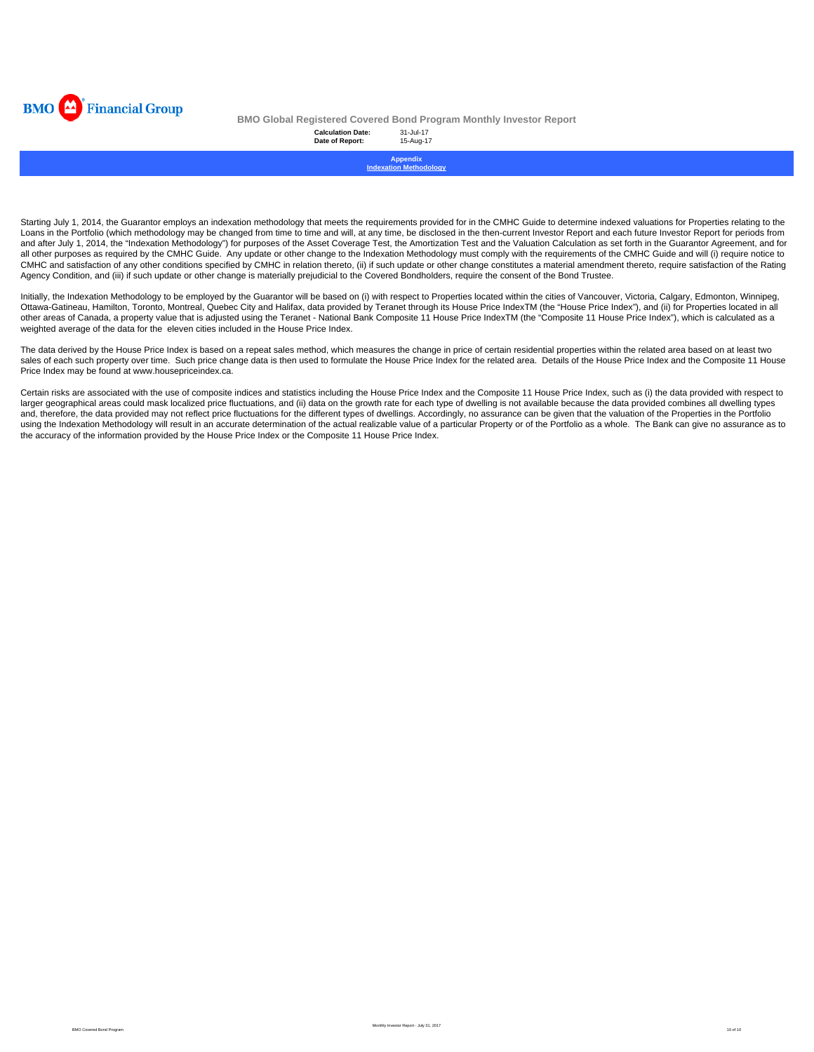BMO Financial Group

**BMO Global Registered Covered Bond Program Monthly Investor Report**

**Calculation Date:** 31-Jul-17
**Date of Report:** 15-Aug-17

## Appendix
### Indexation Methodology

Starting July 1, 2014, the Guarantor employs an indexation methodology that meets the requirements provided for in the CMHC Guide to determine indexed valuations for Properties relating to the Loans in the Portfolio (which methodology may be changed from time to time and will, at any time, be disclosed in the then-current Investor Report and each future Investor Report for periods from and after July 1, 2014, the "Indexation Methodology") for purposes of the Asset Coverage Test, the Amortization Test and the Valuation Calculation as set forth in the Guarantor Agreement, and for all other purposes as required by the CMHC Guide. Any update or other change to the Indexation Methodology must comply with the requirements of the CMHC Guide and will (i) require notice to CMHC and satisfaction of any other conditions specified by CMHC in relation thereto, (ii) if such update or other change constitutes a material amendment thereto, require satisfaction of the Rating Agency Condition, and (iii) if such update or other change is materially prejudicial to the Covered Bondholders, require the consent of the Bond Trustee.

Initially, the Indexation Methodology to be employed by the Guarantor will be based on (i) with respect to Properties located within the cities of Vancouver, Victoria, Calgary, Edmonton, Winnipeg, Ottawa-Gatineau, Hamilton, Toronto, Montreal, Quebec City and Halifax, data provided by Teranet through its House Price IndexTM (the "House Price Index"), and (ii) for Properties located in all other areas of Canada, a property value that is adjusted using the Teranet - National Bank Composite 11 House Price IndexTM (the "Composite 11 House Price Index"), which is calculated as a weighted average of the data for the eleven cities included in the House Price Index.

The data derived by the House Price Index is based on a repeat sales method, which measures the change in price of certain residential properties within the related area based on at least two sales of each such property over time. Such price change data is then used to formulate the House Price Index for the related area. Details of the House Price Index and the Composite 11 House Price Index may be found at www.housepriceindex.ca.

Certain risks are associated with the use of composite indices and statistics including the House Price Index and the Composite 11 House Price Index, such as (i) the data provided with respect to larger geographical areas could mask localized price fluctuations, and (ii) data on the growth rate for each type of dwelling is not available because the data provided combines all dwelling types and, therefore, the data provided may not reflect price fluctuations for the different types of dwellings. Accordingly, no assurance can be given that the valuation of the Properties in the Portfolio using the Indexation Methodology will result in an accurate determination of the actual realizable value of a particular Property or of the Portfolio as a whole. The Bank can give no assurance as to the accuracy of the information provided by the House Price Index or the Composite 11 House Price Index.